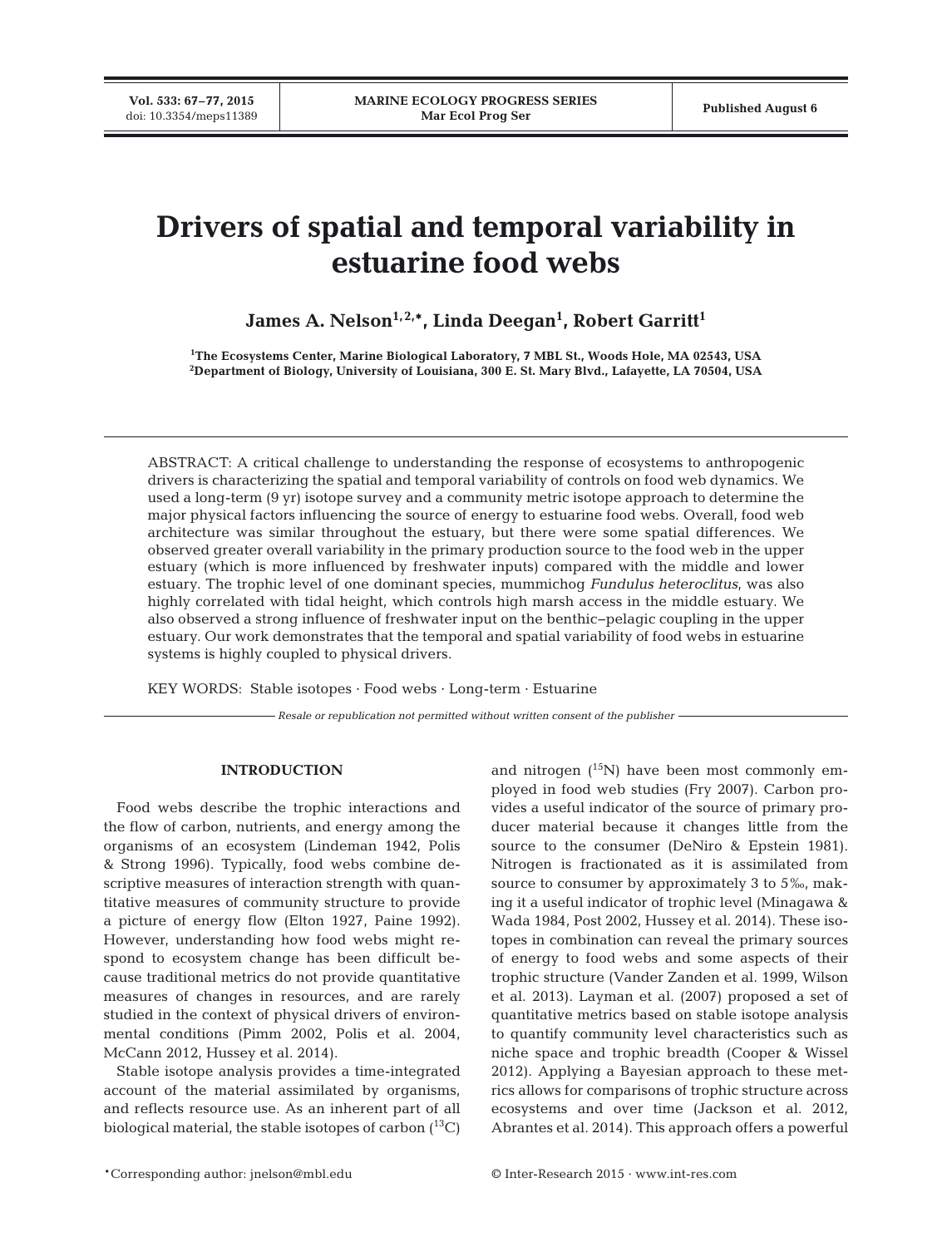# Drivers of spatial and temporal variability in estuarine food webs

**James A. Nelson[1,2,*], Linda Deegan[1], Robert Garritt[1]**

[1]The Ecosystems Center, Marine Biological Laboratory, 7 MBL St., Woods Hole, MA 02543, USA
[2]Department of Biology, University of Louisiana, 300 E. St. Mary Blvd., Lafayette, LA 70504, USA

ABSTRACT: A critical challenge to understanding the response of ecosystems to anthropogenic drivers is characterizing the spatial and temporal variability of controls on food web dynamics. We used a long-term (9 yr) isotope survey and a community metric isotope approach to determine the major physical factors influencing the source of energy to estuarine food webs. Overall, food web architecture was similar throughout the estuary, but there were some spatial differences. We observed greater overall variability in the primary production source to the food web in the upper estuary (which is more influenced by freshwater inputs) compared with the middle and lower estuary. The trophic level of one dominant species, mummichog *Fundulus heteroclitus*, was also highly correlated with tidal height, which controls high marsh access in the middle estuary. We also observed a strong influence of freshwater input on the benthic–pelagic coupling in the upper estuary. Our work demonstrates that the temporal and spatial variability of food webs in estuarine systems is highly coupled to physical drivers.

KEY WORDS: Stable isotopes · Food webs · Long-term · Estuarine

*Resale or republication not permitted without written consent of the publisher*

## INTRODUCTION

Food webs describe the trophic interactions and the flow of carbon, nutrients, and energy among the organisms of an ecosystem (Lindeman 1942, Polis & Strong 1996). Typically, food webs combine descriptive measures of interaction strength with quantitative measures of community structure to provide a picture of energy flow (Elton 1927, Paine 1992). However, understanding how food webs might respond to ecosystem change has been difficult because traditional metrics do not provide quantitative measures of changes in resources, and are rarely studied in the context of physical drivers of environmental conditions (Pimm 2002, Polis et al. 2004, McCann 2012, Hussey et al. 2014).

Stable isotope analysis provides a time-integrated account of the material assimilated by organisms, and reflects resource use. As an inherent part of all biological material, the stable isotopes of carbon ($^{13}$C) and nitrogen ($^{15}$N) have been most commonly employed in food web studies (Fry 2007). Carbon provides a useful indicator of the source of primary producer material because it changes little from the source to the consumer (DeNiro & Epstein 1981). Nitrogen is fractionated as it is assimilated from source to consumer by approximately 3 to 5‰, making it a useful indicator of trophic level (Minagawa & Wada 1984, Post 2002, Hussey et al. 2014). These isotopes in combination can reveal the primary sources of energy to food webs and some aspects of their trophic structure (Vander Zanden et al. 1999, Wilson et al. 2013). Layman et al. (2007) proposed a set of quantitative metrics based on stable isotope analysis to quantify community level characteristics such as niche space and trophic breadth (Cooper & Wissel 2012). Applying a Bayesian approach to these metrics allows for comparisons of trophic structure across ecosystems and over time (Jackson et al. 2012, Abrantes et al. 2014). This approach offers a powerful

*Corresponding author: jnelson@mbl.edu

© Inter-Research 2015 · www.int-res.com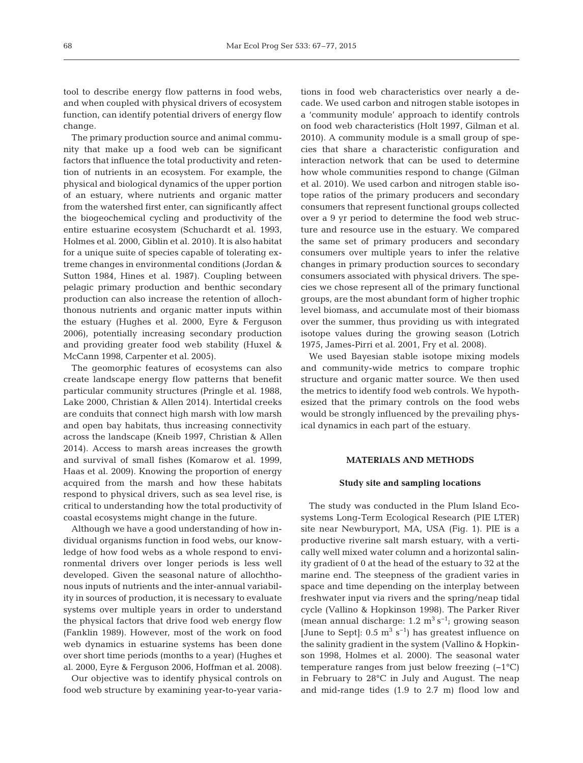tool to describe energy flow patterns in food webs, and when coupled with physical drivers of ecosystem function, can identify potential drivers of energy flow change.

The primary production source and animal community that make up a food web can be significant factors that influence the total productivity and retention of nutrients in an ecosystem. For example, the physical and biological dynamics of the upper portion of an estuary, where nutrients and organic matter from the watershed first enter, can significantly affect the biogeochemical cycling and productivity of the entire estuarine ecosystem (Schuchardt et al. 1993, Holmes et al. 2000, Giblin et al. 2010). It is also habitat for a unique suite of species capable of tolerating extreme changes in environmental conditions (Jordan & Sutton 1984, Hines et al. 1987). Coupling between pelagic primary production and benthic secondary production can also increase the retention of allochthonous nutrients and organic matter inputs within the estuary (Hughes et al. 2000, Eyre & Ferguson 2006), potentially increasing secondary production and providing greater food web stability (Huxel & McCann 1998, Carpenter et al. 2005).

The geomorphic features of ecosystems can also create landscape energy flow patterns that benefit particular community structures (Pringle et al. 1988, Lake 2000, Christian & Allen 2014). Intertidal creeks are conduits that connect high marsh with low marsh and open bay habitats, thus increasing connectivity across the landscape (Kneib 1997, Christian & Allen 2014). Access to marsh areas increases the growth and survival of small fishes (Komarow et al. 1999, Haas et al. 2009). Knowing the proportion of energy acquired from the marsh and how these habitats respond to physical drivers, such as sea level rise, is critical to understanding how the total productivity of coastal ecosystems might change in the future.

Although we have a good understanding of how individual organisms function in food webs, our knowledge of how food webs as a whole respond to environmental drivers over longer periods is less well developed. Given the seasonal nature of allochthonous inputs of nutrients and the inter-annual variability in sources of production, it is necessary to evaluate systems over multiple years in order to understand the physical factors that drive food web energy flow (Fanklin 1989). However, most of the work on food web dynamics in estuarine systems has been done over short time periods (months to a year) (Hughes et al. 2000, Eyre & Ferguson 2006, Hoffman et al. 2008).

Our objective was to identify physical controls on food web structure by examining year-to-year variations in food web characteristics over nearly a decade. We used carbon and nitrogen stable isotopes in a 'community module' approach to identify controls on food web characteristics (Holt 1997, Gilman et al. 2010). A community module is a small group of species that share a characteristic configuration and interaction network that can be used to determine how whole communities respond to change (Gilman et al. 2010). We used carbon and nitrogen stable isotope ratios of the primary producers and secondary consumers that represent functional groups collected over a 9 yr period to determine the food web structure and resource use in the estuary. We compared the same set of primary producers and secondary consumers over multiple years to infer the relative changes in primary production sources to secondary consumers associated with physical drivers. The species we chose represent all of the primary functional groups, are the most abundant form of higher trophic level biomass, and accumulate most of their biomass over the summer, thus providing us with integrated isotope values during the growing season (Lotrich 1975, James-Pirri et al. 2001, Fry et al. 2008).

We used Bayesian stable isotope mixing models and community-wide metrics to compare trophic structure and organic matter source. We then used the metrics to identify food web controls. We hypothesized that the primary controls on the food webs would be strongly influenced by the prevailing physical dynamics in each part of the estuary.

## MATERIALS AND METHODS

### Study site and sampling locations

The study was conducted in the Plum Island Ecosystems Long-Term Ecological Research (PIE LTER) site near Newburyport, MA, USA (Fig. 1). PIE is a productive riverine salt marsh estuary, with a vertically well mixed water column and a horizontal salinity gradient of 0 at the head of the estuary to 32 at the marine end. The steepness of the gradient varies in space and time depending on the interplay between freshwater input via rivers and the spring/neap tidal cycle (Vallino & Hopkinson 1998). The Parker River (mean annual discharge: 1.2 $m^3 s^{-1}$; growing season [June to Sept]: 0.5 $m^3 s^{-1}$) has greatest influence on the salinity gradient in the system (Vallino & Hopkinson 1998, Holmes et al. 2000). The seasonal water temperature ranges from just below freezing (−1°C) in February to 28°C in July and August. The neap and mid-range tides (1.9 to 2.7 m) flood low and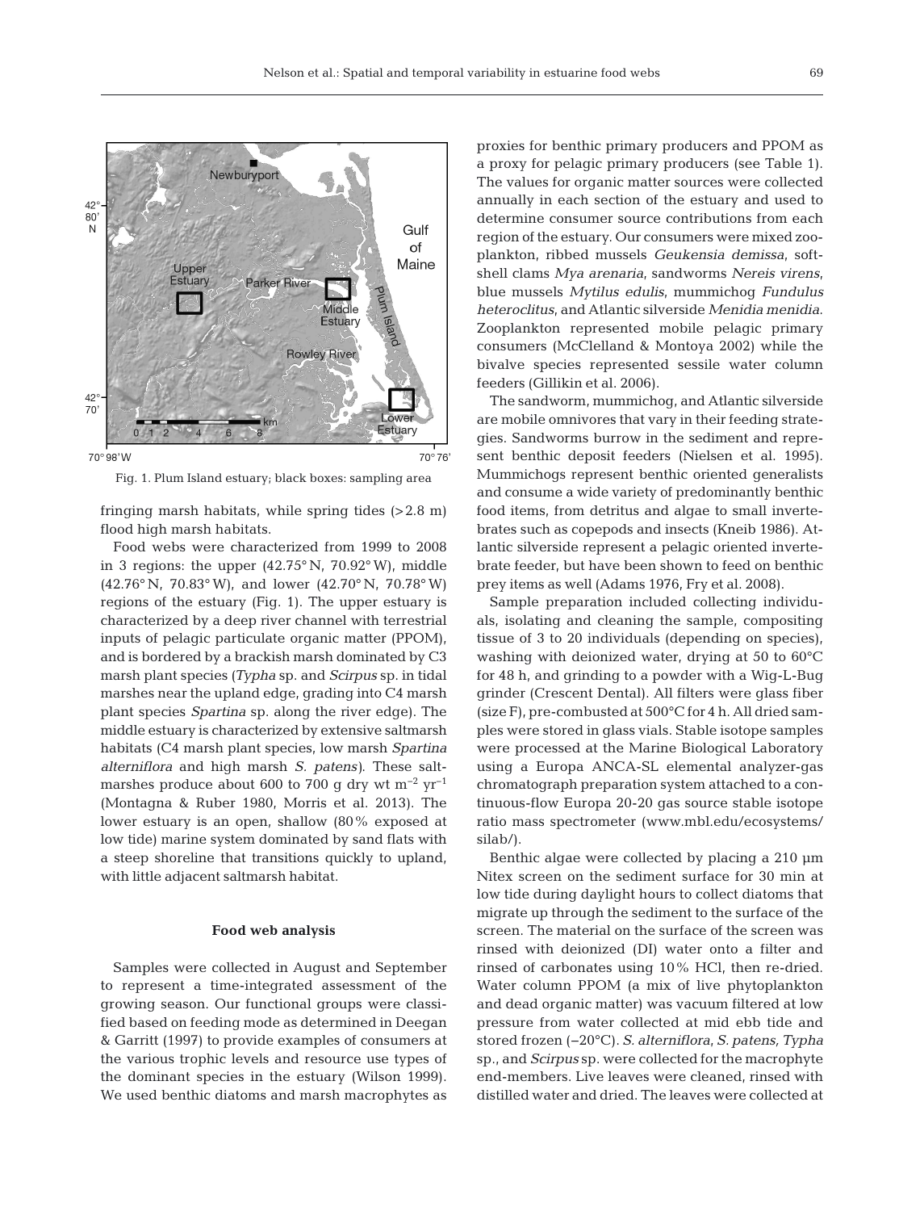Fig. 1. Plum Island estuary; black boxes: sampling area

fringing marsh habitats, while spring tides (>2.8 m) flood high marsh habitats.

Food webs were characterized from 1999 to 2008 in 3 regions: the upper (42.75° N, 70.92° W), middle (42.76° N, 70.83° W), and lower (42.70° N, 70.78° W) regions of the estuary (Fig. 1). The upper estuary is characterized by a deep river channel with terrestrial inputs of pelagic particulate organic matter (PPOM), and is bordered by a brackish marsh dominated by C3 marsh plant species (*Typha* sp. and *Scirpus* sp. in tidal marshes near the upland edge, grading into C4 marsh plant species *Spartina* sp. along the river edge). The middle estuary is characterized by extensive saltmarsh habitats (C4 marsh plant species, low marsh *Spartina alterniflora* and high marsh *S. patens*). These saltmarshes produce about 600 to 700 g dry wt $m^{-2}$ $yr^{-1}$ (Montagna & Ruber 1980, Morris et al. 2013). The lower estuary is an open, shallow (80% exposed at low tide) marine system dominated by sand flats with a steep shoreline that transitions quickly to upland, with little adjacent saltmarsh habitat.

**Food web analysis**

Samples were collected in August and September to represent a time-integrated assessment of the growing season. Our functional groups were classified based on feeding mode as determined in Deegan & Garritt (1997) to provide examples of consumers at the various trophic levels and resource use types of the dominant species in the estuary (Wilson 1999). We used benthic diatoms and marsh macrophytes as proxies for benthic primary producers and PPOM as a proxy for pelagic primary producers (see Table 1). The values for organic matter sources were collected annually in each section of the estuary and used to determine consumer source contributions from each region of the estuary. Our consumers were mixed zooplankton, ribbed mussels *Geukensia demissa*, softshell clams *Mya arenaria*, sandworms *Nereis virens*, blue mussels *Mytilus edulis*, mummichog *Fundulus heteroclitus*, and Atlantic silverside *Menidia menidia*. Zooplankton represented mobile pelagic primary consumers (McClelland & Montoya 2002) while the bivalve species represented sessile water column feeders (Gillikin et al. 2006).

The sandworm, mummichog, and Atlantic silverside are mobile omnivores that vary in their feeding strategies. Sandworms burrow in the sediment and represent benthic deposit feeders (Nielsen et al. 1995). Mummichogs represent benthic oriented generalists and consume a wide variety of predominantly benthic food items, from detritus and algae to small invertebrates such as copepods and insects (Kneib 1986). Atlantic silverside represent a pelagic oriented invertebrate feeder, but have been shown to feed on benthic prey items as well (Adams 1976, Fry et al. 2008).

Sample preparation included collecting individuals, isolating and cleaning the sample, compositing tissue of 3 to 20 individuals (depending on species), washing with deionized water, drying at 50 to 60°C for 48 h, and grinding to a powder with a Wig-L-Bug grinder (Crescent Dental). All filters were glass fiber (size F), pre-combusted at 500°C for 4 h. All dried samples were stored in glass vials. Stable isotope samples were processed at the Marine Biological Laboratory using a Europa ANCA-SL elemental analyzer-gas chromatograph preparation system attached to a continuous-flow Europa 20-20 gas source stable isotope ratio mass spectrometer (www.mbl.edu/ecosystems/silab/).

Benthic algae were collected by placing a 210 µm Nitex screen on the sediment surface for 30 min at low tide during daylight hours to collect diatoms that migrate up through the sediment to the surface of the screen. The material on the surface of the screen was rinsed with deionized (DI) water onto a filter and rinsed of carbonates using 10% HCl, then re-dried. Water column PPOM (a mix of live phytoplankton and dead organic matter) was vacuum filtered at low pressure from water collected at mid ebb tide and stored frozen (−20°C). *S. alterniflora*, *S. patens, Typha* sp., and *Scirpus* sp. were collected for the macrophyte end-members. Live leaves were cleaned, rinsed with distilled water and dried. The leaves were collected at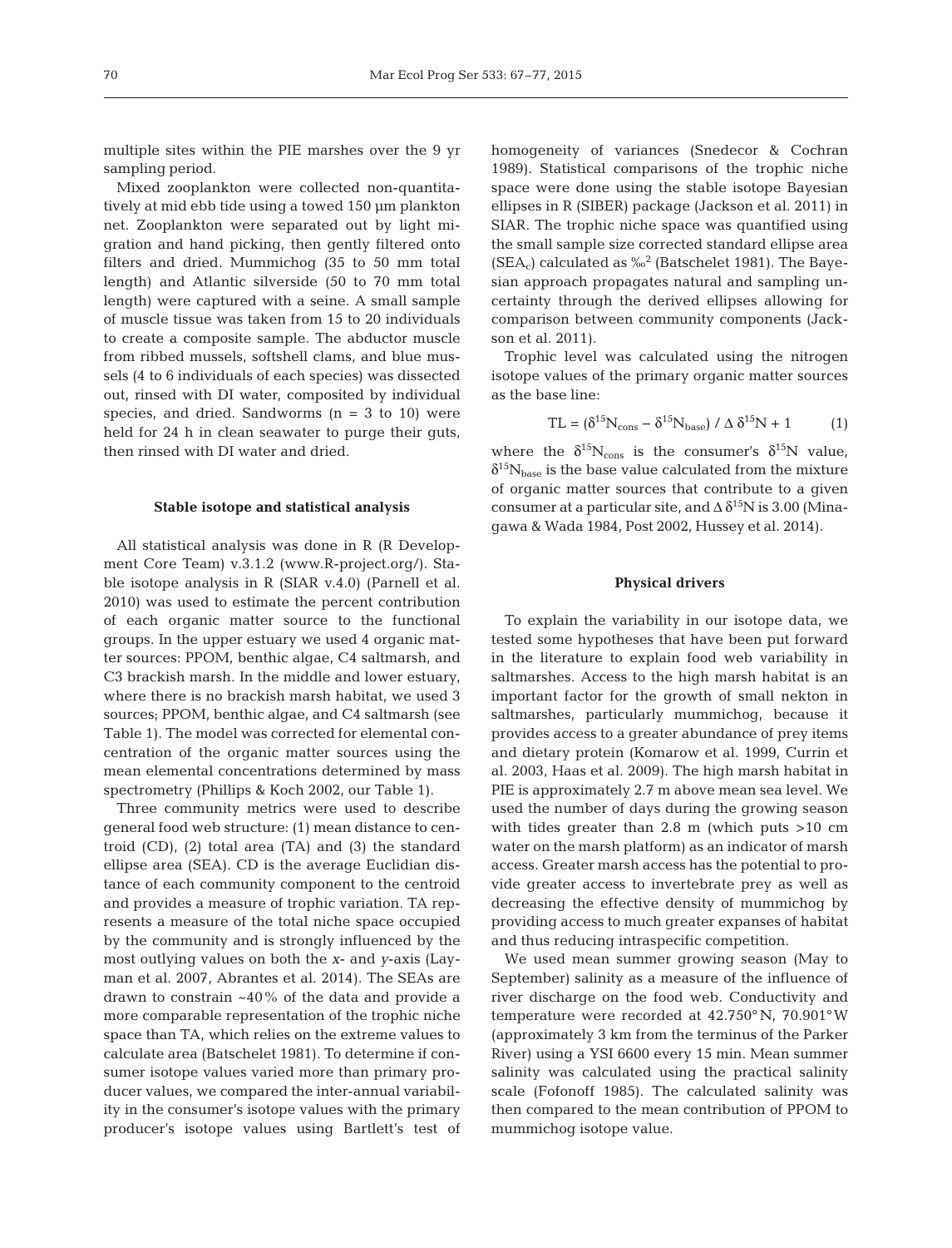multiple sites within the PIE marshes over the 9 yr sampling period.

Mixed zooplankton were collected non-quantitatively at mid ebb tide using a towed 150 µm plankton net. Zooplankton were separated out by light migration and hand picking, then gently filtered onto filters and dried. Mummichog (35 to 50 mm total length) and Atlantic silverside (50 to 70 mm total length) were captured with a seine. A small sample of muscle tissue was taken from 15 to 20 individuals to create a composite sample. The abductor muscle from ribbed mussels, softshell clams, and blue mussels (4 to 6 individuals of each species) was dissected out, rinsed with DI water, composited by individual species, and dried. Sandworms (n = 3 to 10) were held for 24 h in clean seawater to purge their guts, then rinsed with DI water and dried.

### Stable isotope and statistical analysis

All statistical analysis was done in R (R Development Core Team) v.3.1.2 (www.R-project.org/). Stable isotope analysis in R (SIAR v.4.0) (Parnell et al. 2010) was used to estimate the percent contribution of each organic matter source to the functional groups. In the upper estuary we used 4 organic matter sources: PPOM, benthic algae, C4 saltmarsh, and C3 brackish marsh. In the middle and lower estuary, where there is no brackish marsh habitat, we used 3 sources; PPOM, benthic algae, and C4 saltmarsh (see Table 1). The model was corrected for elemental concentration of the organic matter sources using the mean elemental concentrations determined by mass spectrometry (Phillips & Koch 2002, our Table 1).

Three community metrics were used to describe general food web structure: (1) mean distance to centroid (CD), (2) total area (TA) and (3) the standard ellipse area (SEA). CD is the average Euclidian distance of each community component to the centroid and provides a measure of trophic variation. TA represents a measure of the total niche space occupied by the community and is strongly influenced by the most outlying values on both the *x*- and *y*-axis (Layman et al. 2007, Abrantes et al. 2014). The SEAs are drawn to constrain ~40% of the data and provide a more comparable representation of the trophic niche space than TA, which relies on the extreme values to calculate area (Batschelet 1981). To determine if consumer isotope values varied more than primary producer values, we compared the inter-annual variability in the consumer's isotope values with the primary producer's isotope values using Bartlett's test of homogeneity of variances (Snedecor & Cochran 1989). Statistical comparisons of the trophic niche space were done using the stable isotope Bayesian ellipses in R (SIBER) package (Jackson et al. 2011) in SIAR. The trophic niche space was quantified using the small sample size corrected standard ellipse area ($SEA_c$) calculated as ‰$^2$ (Batschelet 1981). The Bayesian approach propagates natural and sampling uncertainty through the derived ellipses allowing for comparison between community components (Jackson et al. 2011).

Trophic level was calculated using the nitrogen isotope values of the primary organic matter sources as the base line:

$$TL = (\delta^{15}N_{cons} - \delta^{15}N_{base}) / \Delta\, \delta^{15}N + 1 \qquad (1)$$

where the $\delta^{15}N_{cons}$ is the consumer's $\delta^{15}N$ value, $\delta^{15}N_{base}$ is the base value calculated from the mixture of organic matter sources that contribute to a given consumer at a particular site, and $\Delta\, \delta^{15}N$ is 3.00 (Minagawa & Wada 1984, Post 2002, Hussey et al. 2014).

### Physical drivers

To explain the variability in our isotope data, we tested some hypotheses that have been put forward in the literature to explain food web variability in saltmarshes. Access to the high marsh habitat is an important factor for the growth of small nekton in saltmarshes, particularly mummichog, because it provides access to a greater abundance of prey items and dietary protein (Komarow et al. 1999, Currin et al. 2003, Haas et al. 2009). The high marsh habitat in PIE is approximately 2.7 m above mean sea level. We used the number of days during the growing season with tides greater than 2.8 m (which puts >10 cm water on the marsh platform) as an indicator of marsh access. Greater marsh access has the potential to provide greater access to invertebrate prey as well as decreasing the effective density of mummichog by providing access to much greater expanses of habitat and thus reducing intraspecific competition.

We used mean summer growing season (May to September) salinity as a measure of the influence of river discharge on the food web. Conductivity and temperature were recorded at 42.750° N, 70.901° W (approximately 3 km from the terminus of the Parker River) using a YSI 6600 every 15 min. Mean summer salinity was calculated using the practical salinity scale (Fofonoff 1985). The calculated salinity was then compared to the mean contribution of PPOM to mummichog isotope value.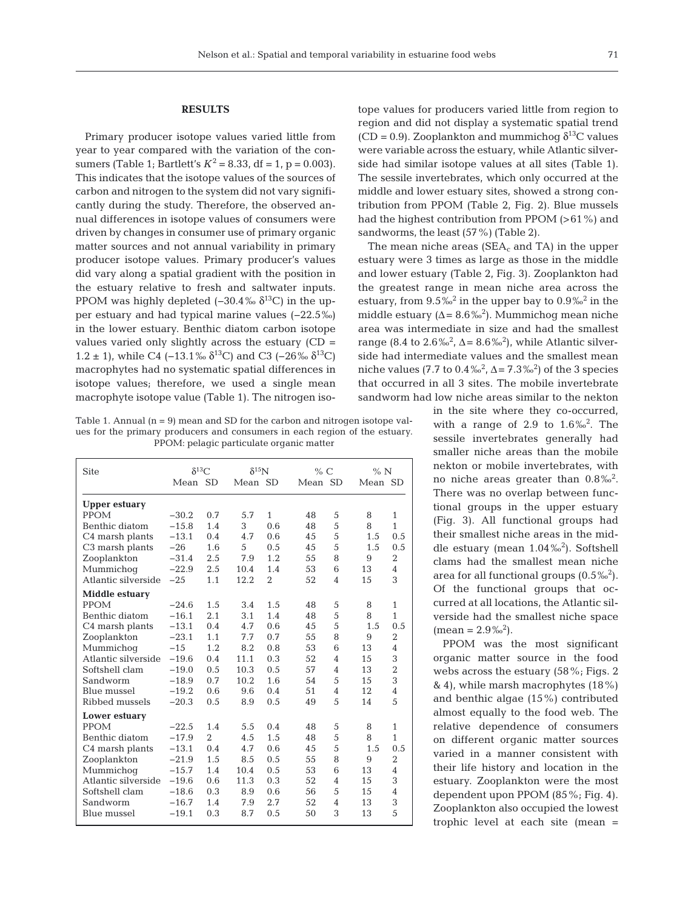## RESULTS

Primary producer isotope values varied little from year to year compared with the variation of the consumers (Table 1; Bartlett's $K^2 = 8.33$, df = 1, p = 0.003). This indicates that the isotope values of the sources of carbon and nitrogen to the system did not vary significantly during the study. Therefore, the observed annual differences in isotope values of consumers were driven by changes in consumer use of primary organic matter sources and not annual variability in primary producer isotope values. Primary producer's values did vary along a spatial gradient with the position in the estuary relative to fresh and saltwater inputs. PPOM was highly depleted (−30.4‰ $\delta^{13}$C) in the upper estuary and had typical marine values (−22.5‰) in the lower estuary. Benthic diatom carbon isotope values varied only slightly across the estuary (CD = 1.2 ± 1), while C4 (−13.1‰ $\delta^{13}$C) and C3 (−26‰ $\delta^{13}$C) macrophytes had no systematic spatial differences in isotope values; therefore, we used a single mean macrophyte isotope value (Table 1). The nitrogen isotope values for producers varied little from region to region and did not display a systematic spatial trend (CD = 0.9). Zooplankton and mummichog $\delta^{13}$C values were variable across the estuary, while Atlantic silverside had similar isotope values at all sites (Table 1). The sessile invertebrates, which only occurred at the middle and lower estuary sites, showed a strong contribution from PPOM (Table 2, Fig. 2). Blue mussels had the highest contribution from PPOM (>61%) and sandworms, the least (57%) (Table 2).

The mean niche areas ($SEA_c$ and TA) in the upper estuary were 3 times as large as those in the middle and lower estuary (Table 2, Fig. 3). Zooplankton had the greatest range in mean niche area across the estuary, from 9.5‰$^2$ in the upper bay to 0.9‰$^2$ in the middle estuary (Δ = 8.6‰$^2$). Mummichog mean niche area was intermediate in size and had the smallest range (8.4 to 2.6‰$^2$, Δ = 8.6‰$^2$), while Atlantic silverside had intermediate values and the smallest mean niche values (7.7 to 0.4‰$^2$, Δ = 7.3‰$^2$) of the 3 species that occurred in all 3 sites. The mobile invertebrate sandworm had low niche areas similar to the nekton in the site where they co-occurred, with a range of 2.9 to 1.6‰$^2$. The sessile invertebrates generally had smaller niche areas than the mobile nekton or mobile invertebrates, with no niche areas greater than 0.8‰$^2$. There was no overlap between functional groups in the upper estuary (Fig. 3). All functional groups had their smallest niche areas in the middle estuary (mean 1.04‰$^2$). Softshell clams had the smallest mean niche area for all functional groups (0.5‰$^2$). Of the functional groups that occurred at all locations, the Atlantic silverside had the smallest niche space (mean = 2.9‰$^2$).

PPOM was the most significant organic matter source in the food webs across the estuary (58%; Figs. 2 & 4), while marsh macrophytes (18%) and benthic algae (15%) contributed almost equally to the food web. The relative dependence of consumers on different organic matter sources varied in a manner consistent with their life history and location in the estuary. Zooplankton were the most dependent upon PPOM (85%; Fig. 4). Zooplankton also occupied the lowest trophic level at each site (mean =

Table 1. Annual (n = 9) mean and SD for the carbon and nitrogen isotope values for the primary producers and consumers in each region of the estuary. PPOM: pelagic particulate organic matter

| Site | $\delta^{13}$C | | $\delta^{15}$N | | % C | | % N | |
|---|---|---|---|---|---|---|---|---|
| | Mean | SD | Mean | SD | Mean | SD | Mean | SD |
| **Upper estuary** | | | | | | | | |
| PPOM | −30.2 | 0.7 | 5.7 | 1 | 48 | 5 | 8 | 1 |
| Benthic diatom | −15.8 | 1.4 | 3 | 0.6 | 48 | 5 | 8 | 1 |
| C4 marsh plants | −13.1 | 0.4 | 4.7 | 0.6 | 45 | 5 | 1.5 | 0.5 |
| C3 marsh plants | −26 | 1.6 | 5 | 0.5 | 45 | 5 | 1.5 | 0.5 |
| Zooplankton | −31.4 | 2.5 | 7.9 | 1.2 | 55 | 8 | 9 | 2 |
| Mummichog | −22.9 | 2.5 | 10.4 | 1.4 | 53 | 6 | 13 | 4 |
| Atlantic silverside | −25 | 1.1 | 12.2 | 2 | 52 | 4 | 15 | 3 |
| **Middle estuary** | | | | | | | | |
| PPOM | −24.6 | 1.5 | 3.4 | 1.5 | 48 | 5 | 8 | 1 |
| Benthic diatom | −16.1 | 2.1 | 3.1 | 1.4 | 48 | 5 | 8 | 1 |
| C4 marsh plants | −13.1 | 0.4 | 4.7 | 0.6 | 45 | 5 | 1.5 | 0.5 |
| Zooplankton | −23.1 | 1.1 | 7.7 | 0.7 | 55 | 8 | 9 | 2 |
| Mummichog | −15 | 1.2 | 8.2 | 0.8 | 53 | 6 | 13 | 4 |
| Atlantic silverside | −19.6 | 0.4 | 11.1 | 0.3 | 52 | 4 | 15 | 3 |
| Softshell clam | −19.0 | 0.5 | 10.3 | 0.5 | 57 | 4 | 13 | 2 |
| Sandworm | −18.9 | 0.7 | 10.2 | 1.6 | 54 | 5 | 15 | 3 |
| Blue mussel | −19.2 | 0.6 | 9.6 | 0.4 | 51 | 4 | 12 | 4 |
| Ribbed mussels | −20.3 | 0.5 | 8.9 | 0.5 | 49 | 5 | 14 | 5 |
| **Lower estuary** | | | | | | | | |
| PPOM | −22.5 | 1.4 | 5.5 | 0.4 | 48 | 5 | 8 | 1 |
| Benthic diatom | −17.9 | 2 | 4.5 | 1.5 | 48 | 5 | 8 | 1 |
| C4 marsh plants | −13.1 | 0.4 | 4.7 | 0.6 | 45 | 5 | 1.5 | 0.5 |
| Zooplankton | −21.9 | 1.5 | 8.5 | 0.5 | 55 | 8 | 9 | 2 |
| Mummichog | −15.7 | 1.4 | 10.4 | 0.5 | 53 | 6 | 13 | 4 |
| Atlantic silverside | −19.6 | 0.6 | 11.3 | 0.3 | 52 | 4 | 15 | 3 |
| Softshell clam | −18.6 | 0.3 | 8.9 | 0.6 | 56 | 5 | 15 | 4 |
| Sandworm | −16.7 | 1.4 | 7.9 | 2.7 | 52 | 4 | 13 | 3 |
| Blue mussel | −19.1 | 0.3 | 8.7 | 0.5 | 50 | 3 | 13 | 5 |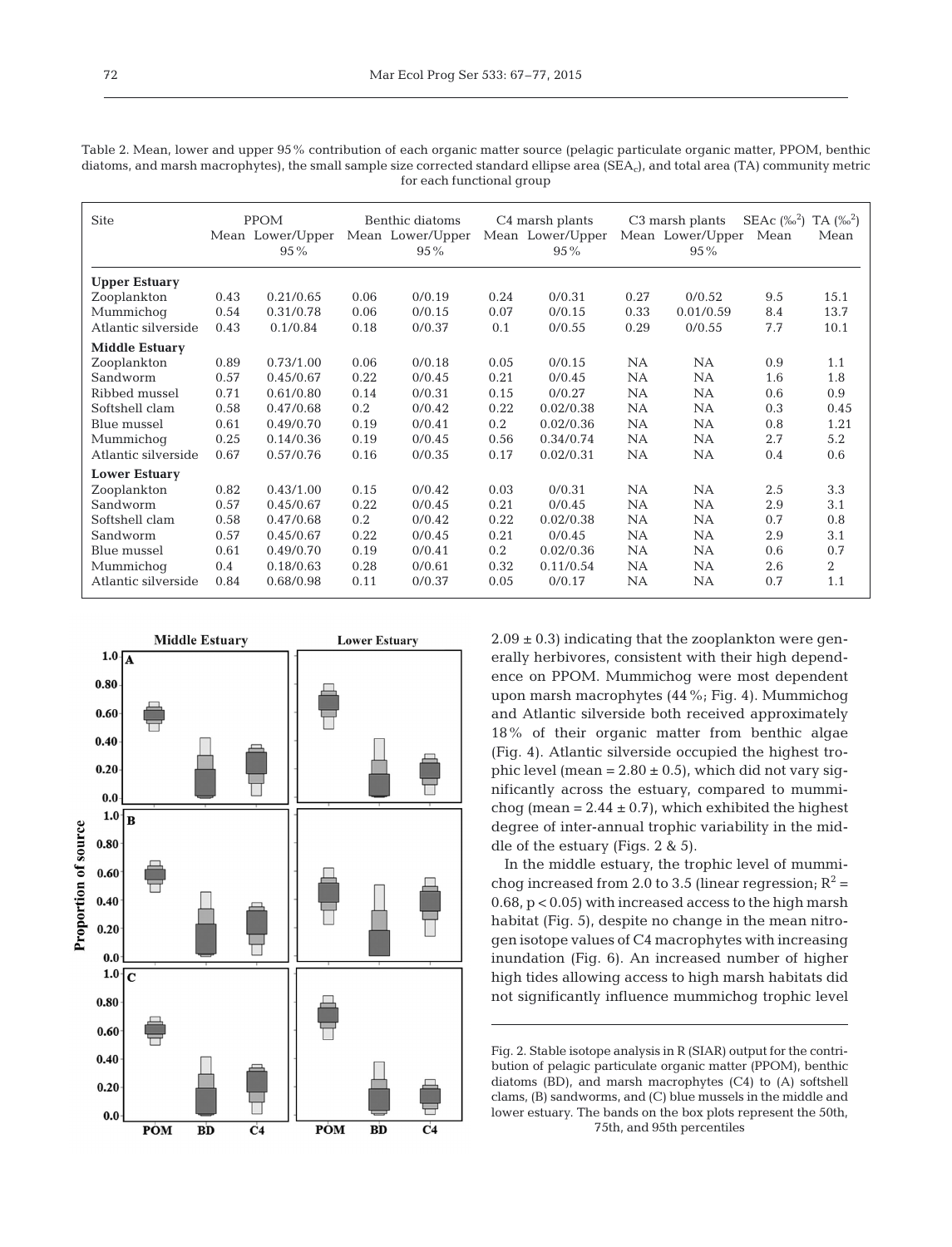Table 2. Mean, lower and upper 95% contribution of each organic matter source (pelagic particulate organic matter, PPOM, benthic diatoms, and marsh macrophytes), the small sample size corrected standard ellipse area ($SEA_c$), and total area (TA) community metric for each functional group

| Site | PPOM | | Benthic diatoms | | C4 marsh plants | | C3 marsh plants | | SEAc (‰$^2$) | TA (‰$^2$) |
|---|---|---|---|---|---|---|---|---|---|---|
| | Mean | Lower/Upper 95% | Mean | Lower/Upper 95% | Mean | Lower/Upper 95% | Mean | Lower/Upper 95% | Mean | Mean |
| **Upper Estuary** | | | | | | | | | | |
| Zooplankton | 0.43 | 0.21/0.65 | 0.06 | 0/0.19 | 0.24 | 0/0.31 | 0.27 | 0/0.52 | 9.5 | 15.1 |
| Mummichog | 0.54 | 0.31/0.78 | 0.06 | 0/0.15 | 0.07 | 0/0.15 | 0.33 | 0.01/0.59 | 8.4 | 13.7 |
| Atlantic silverside | 0.43 | 0.1/0.84 | 0.18 | 0/0.37 | 0.1 | 0/0.55 | 0.29 | 0/0.55 | 7.7 | 10.1 |
| **Middle Estuary** | | | | | | | | | | |
| Zooplankton | 0.89 | 0.73/1.00 | 0.06 | 0/0.18 | 0.05 | 0/0.15 | NA | NA | 0.9 | 1.1 |
| Sandworm | 0.57 | 0.45/0.67 | 0.22 | 0/0.45 | 0.21 | 0/0.45 | NA | NA | 1.6 | 1.8 |
| Ribbed mussel | 0.71 | 0.61/0.80 | 0.14 | 0/0.31 | 0.15 | 0/0.27 | NA | NA | 0.6 | 0.9 |
| Softshell clam | 0.58 | 0.47/0.68 | 0.2 | 0/0.42 | 0.22 | 0.02/0.38 | NA | NA | 0.3 | 0.45 |
| Blue mussel | 0.61 | 0.49/0.70 | 0.19 | 0/0.41 | 0.2 | 0.02/0.36 | NA | NA | 0.8 | 1.21 |
| Mummichog | 0.25 | 0.14/0.36 | 0.19 | 0/0.45 | 0.56 | 0.34/0.74 | NA | NA | 2.7 | 5.2 |
| Atlantic silverside | 0.67 | 0.57/0.76 | 0.16 | 0/0.35 | 0.17 | 0.02/0.31 | NA | NA | 0.4 | 0.6 |
| **Lower Estuary** | | | | | | | | | | |
| Zooplankton | 0.82 | 0.43/1.00 | 0.15 | 0/0.42 | 0.03 | 0/0.31 | NA | NA | 2.5 | 3.3 |
| Sandworm | 0.57 | 0.45/0.67 | 0.22 | 0/0.45 | 0.21 | 0/0.45 | NA | NA | 2.9 | 3.1 |
| Softshell clam | 0.58 | 0.47/0.68 | 0.2 | 0/0.42 | 0.22 | 0.02/0.38 | NA | NA | 0.7 | 0.8 |
| Sandworm | 0.57 | 0.45/0.67 | 0.22 | 0/0.45 | 0.21 | 0/0.45 | NA | NA | 2.9 | 3.1 |
| Blue mussel | 0.61 | 0.49/0.70 | 0.19 | 0/0.41 | 0.2 | 0.02/0.36 | NA | NA | 0.6 | 0.7 |
| Mummichog | 0.4 | 0.18/0.63 | 0.28 | 0/0.61 | 0.32 | 0.11/0.54 | NA | NA | 2.6 | 2 |
| Atlantic silverside | 0.84 | 0.68/0.98 | 0.11 | 0/0.37 | 0.05 | 0/0.17 | NA | NA | 0.7 | 1.1 |

Fig. 2. Stable isotope analysis in R (SIAR) output for the contribution of pelagic particulate organic matter (PPOM), benthic diatoms (BD), and marsh macrophytes (C4) to (A) softshell clams, (B) sandworms, and (C) blue mussels in the middle and lower estuary. The bands on the box plots represent the 50th, 75th, and 95th percentiles

$2.09 \pm 0.3$) indicating that the zooplankton were generally herbivores, consistent with their high dependence on PPOM. Mummichog were most dependent upon marsh macrophytes (44%; Fig. 4). Mummichog and Atlantic silverside both received approximately 18% of their organic matter from benthic algae (Fig. 4). Atlantic silverside occupied the highest trophic level (mean = $2.80 \pm 0.5$), which did not vary significantly across the estuary, compared to mummichog (mean = $2.44 \pm 0.7$), which exhibited the highest degree of inter-annual trophic variability in the middle of the estuary (Figs. 2 & 5).

In the middle estuary, the trophic level of mummichog increased from 2.0 to 3.5 (linear regression; $R^2 = 0.68$, $p < 0.05$) with increased access to the high marsh habitat (Fig. 5), despite no change in the mean nitrogen isotope values of C4 macrophytes with increasing inundation (Fig. 6). An increased number of higher high tides allowing access to high marsh habitats did not significantly influence mummichog trophic level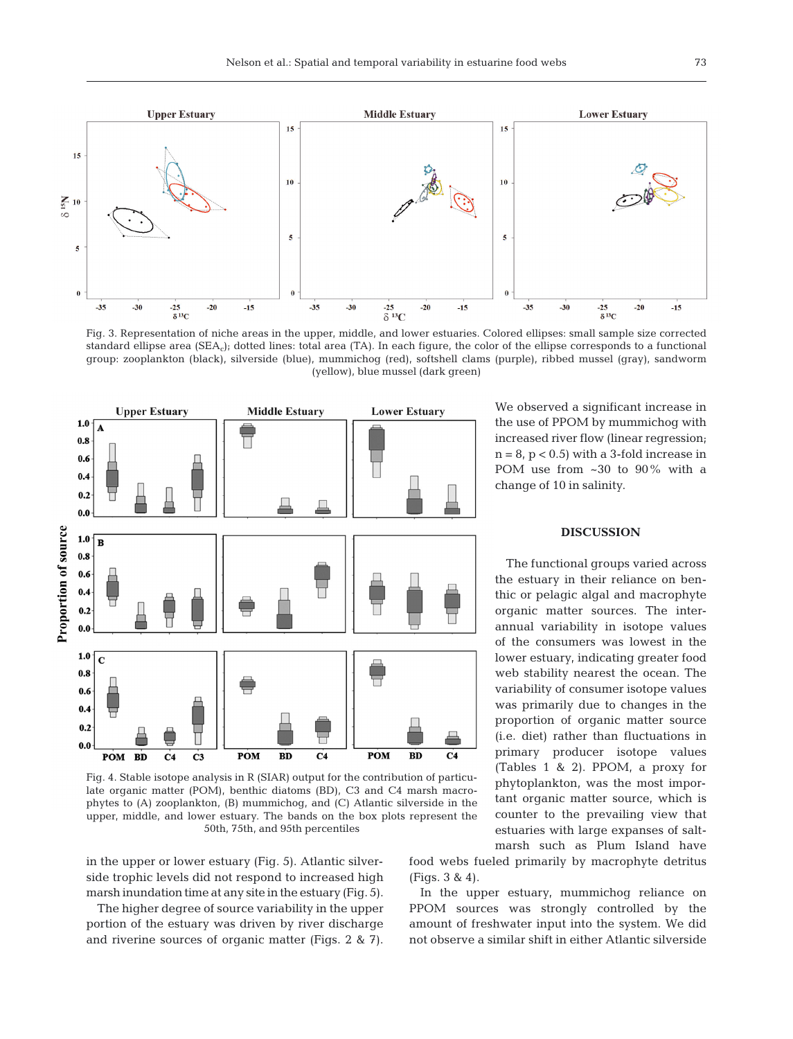Fig. 3. Representation of niche areas in the upper, middle, and lower estuaries. Colored ellipses: small sample size corrected standard ellipse area ($SEA_c$); dotted lines: total area (TA). In each figure, the color of the ellipse corresponds to a functional group: zooplankton (black), silverside (blue), mummichog (red), softshell clams (purple), ribbed mussel (gray), sandworm (yellow), blue mussel (dark green)

Fig. 4. Stable isotope analysis in R (SIAR) output for the contribution of particulate organic matter (POM), benthic diatoms (BD), C3 and C4 marsh macrophytes to (A) zooplankton, (B) mummichog, and (C) Atlantic silverside in the upper, middle, and lower estuary. The bands on the box plots represent the 50th, 75th, and 95th percentiles

in the upper or lower estuary (Fig. 5). Atlantic silverside trophic levels did not respond to increased high marsh inundation time at any site in the estuary (Fig. 5).

The higher degree of source variability in the upper portion of the estuary was driven by river discharge and riverine sources of organic matter (Figs. 2 & 7). We observed a significant increase in the use of PPOM by mummichog with increased river flow (linear regression; $n = 8$, $p < 0.5$) with a 3-fold increase in POM use from ~30 to 90% with a change of 10 in salinity.

## DISCUSSION

The functional groups varied across the estuary in their reliance on benthic or pelagic algal and macrophyte organic matter sources. The inter-annual variability in isotope values of the consumers was lowest in the lower estuary, indicating greater food web stability nearest the ocean. The variability of consumer isotope values was primarily due to changes in the proportion of organic matter source (i.e. diet) rather than fluctuations in primary producer isotope values (Tables 1 & 2). PPOM, a proxy for phytoplankton, was the most important organic matter source, which is counter to the prevailing view that estuaries with large expanses of salt-marsh such as Plum Island have food webs fueled primarily by macrophyte detritus (Figs. 3 & 4).

In the upper estuary, mummichog reliance on PPOM sources was strongly controlled by the amount of freshwater input into the system. We did not observe a similar shift in either Atlantic silverside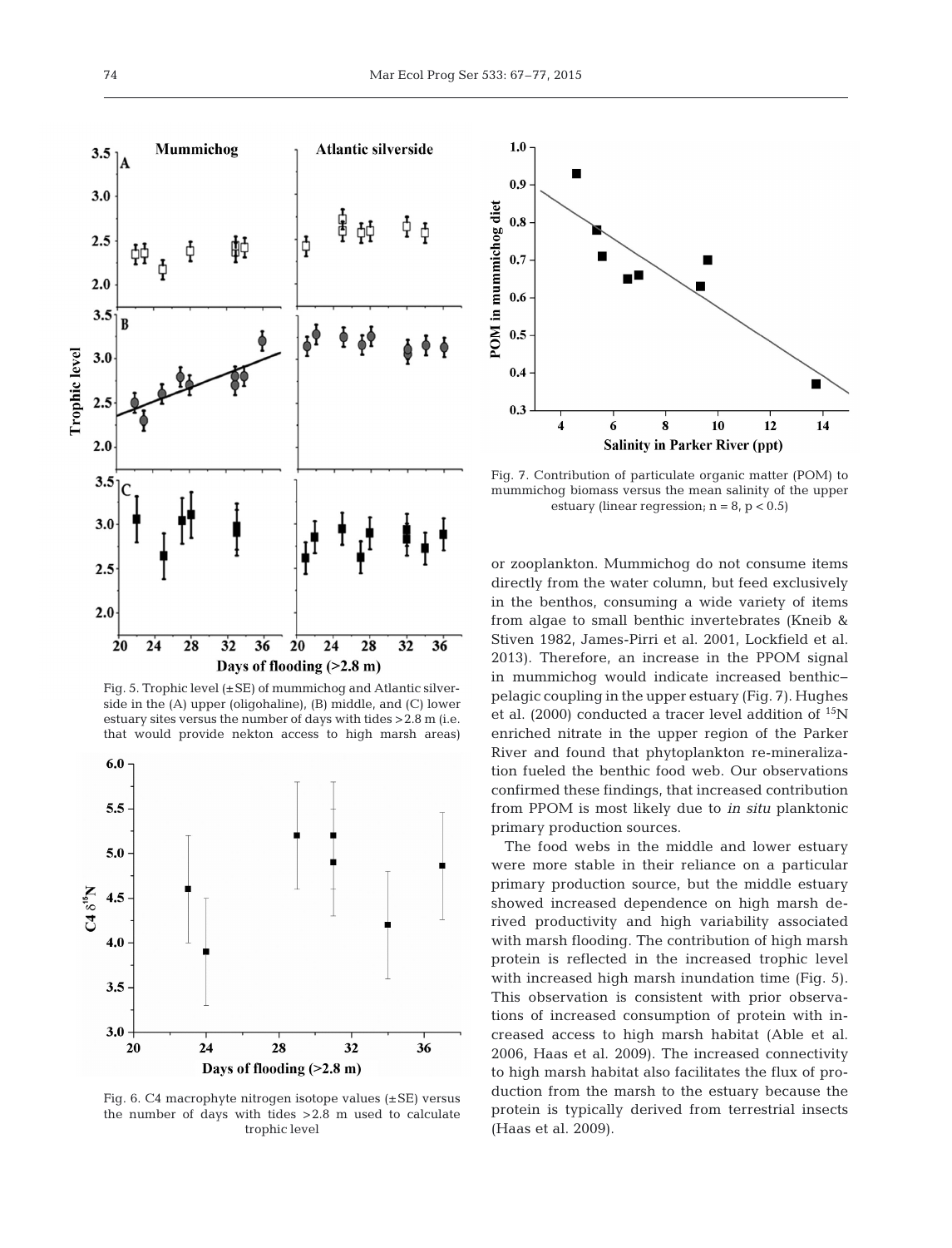Fig. 5. Trophic level (±SE) of mummichog and Atlantic silverside in the (A) upper (oligohaline), (B) middle, and (C) lower estuary sites versus the number of days with tides >2.8 m (i.e. that would provide nekton access to high marsh areas)

Fig. 6. C4 macrophyte nitrogen isotope values (±SE) versus the number of days with tides >2.8 m used to calculate trophic level

Fig. 7. Contribution of particulate organic matter (POM) to mummichog biomass versus the mean salinity of the upper estuary (linear regression; $n = 8$, $p < 0.5$)

or zooplankton. Mummichog do not consume items directly from the water column, but feed exclusively in the benthos, consuming a wide variety of items from algae to small benthic invertebrates (Kneib & Stiven 1982, James-Pirri et al. 2001, Lockfield et al. 2013). Therefore, an increase in the PPOM signal in mummichog would indicate increased benthic–pelagic coupling in the upper estuary (Fig. 7). Hughes et al. (2000) conducted a tracer level addition of $^{15}N$ enriched nitrate in the upper region of the Parker River and found that phytoplankton re-mineralization fueled the benthic food web. Our observations confirmed these findings, that increased contribution from PPOM is most likely due to *in situ* planktonic primary production sources.

The food webs in the middle and lower estuary were more stable in their reliance on a particular primary production source, but the middle estuary showed increased dependence on high marsh derived productivity and high variability associated with marsh flooding. The contribution of high marsh protein is reflected in the increased trophic level with increased high marsh inundation time (Fig. 5). This observation is consistent with prior observations of increased consumption of protein with increased access to high marsh habitat (Able et al. 2006, Haas et al. 2009). The increased connectivity to high marsh habitat also facilitates the flux of production from the marsh to the estuary because the protein is typically derived from terrestrial insects (Haas et al. 2009).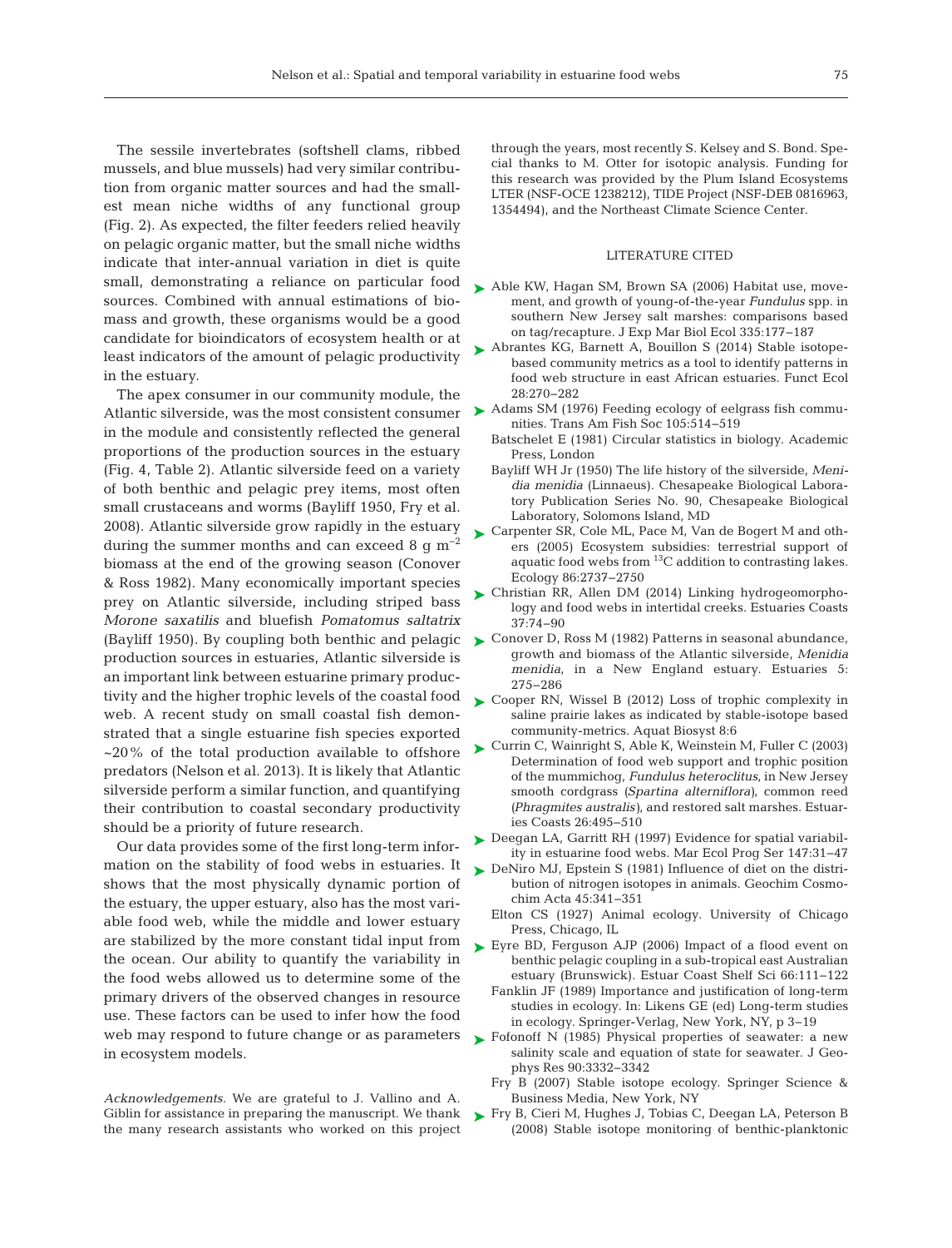The sessile invertebrates (softshell clams, ribbed mussels, and blue mussels) had very similar contribution from organic matter sources and had the smallest mean niche widths of any functional group (Fig. 2). As expected, the filter feeders relied heavily on pelagic organic matter, but the small niche widths indicate that inter-annual variation in diet is quite small, demonstrating a reliance on particular food sources. Combined with annual estimations of biomass and growth, these organisms would be a good candidate for bioindicators of ecosystem health or at least indicators of the amount of pelagic productivity in the estuary.

The apex consumer in our community module, the Atlantic silverside, was the most consistent consumer in the module and consistently reflected the general proportions of the production sources in the estuary (Fig. 4, Table 2). Atlantic silverside feed on a variety of both benthic and pelagic prey items, most often small crustaceans and worms (Bayliff 1950, Fry et al. 2008). Atlantic silverside grow rapidly in the estuary during the summer months and can exceed 8 g $m^{-2}$ biomass at the end of the growing season (Conover & Ross 1982). Many economically important species prey on Atlantic silverside, including striped bass *Morone saxatilis* and bluefish *Pomatomus saltatrix* (Bayliff 1950). By coupling both benthic and pelagic production sources in estuaries, Atlantic silverside is an important link between estuarine primary productivity and the higher trophic levels of the coastal food web. A recent study on small coastal fish demonstrated that a single estuarine fish species exported ~20% of the total production available to offshore predators (Nelson et al. 2013). It is likely that Atlantic silverside perform a similar function, and quantifying their contribution to coastal secondary productivity should be a priority of future research.

Our data provides some of the first long-term information on the stability of food webs in estuaries. It shows that the most physically dynamic portion of the estuary, the upper estuary, also has the most variable food web, while the middle and lower estuary are stabilized by the more constant tidal input from the ocean. Our ability to quantify the variability in the food webs allowed us to determine some of the primary drivers of the observed changes in resource use. These factors can be used to infer how the food web may respond to future change or as parameters in ecosystem models.

*Acknowledgements*. We are grateful to J. Vallino and A. Giblin for assistance in preparing the manuscript. We thank the many research assistants who worked on this project through the years, most recently S. Kelsey and S. Bond. Special thanks to M. Otter for isotopic analysis. Funding for this research was provided by the Plum Island Ecosystems LTER (NSF-OCE 1238212), TIDE Project (NSF-DEB 0816963, 1354494), and the Northeast Climate Science Center.

## LITERATURE CITED

- Able KW, Hagan SM, Brown SA (2006) Habitat use, movement, and growth of young-of-the-year *Fundulus* spp. in southern New Jersey salt marshes: comparisons based on tag/recapture. J Exp Mar Biol Ecol 335:177–187
- Abrantes KG, Barnett A, Bouillon S (2014) Stable isotope-based community metrics as a tool to identify patterns in food web structure in east African estuaries. Funct Ecol 28:270–282
- Adams SM (1976) Feeding ecology of eelgrass fish communities. Trans Am Fish Soc 105:514–519
- Batschelet E (1981) Circular statistics in biology. Academic Press, London
- Bayliff WH Jr (1950) The life history of the silverside, *Menidia menidia* (Linnaeus). Chesapeake Biological Laboratory Publication Series No. 90, Chesapeake Biological Laboratory, Solomons Island, MD
- Carpenter SR, Cole ML, Pace M, Van de Bogert M and others (2005) Ecosystem subsidies: terrestrial support of aquatic food webs from $^{13}$C addition to contrasting lakes. Ecology 86:2737–2750
- Christian RR, Allen DM (2014) Linking hydrogeomorphology and food webs in intertidal creeks. Estuaries Coasts 37:74–90
- Conover D, Ross M (1982) Patterns in seasonal abundance, growth and biomass of the Atlantic silverside, *Menidia menidia*, in a New England estuary. Estuaries 5: 275–286
- Cooper RN, Wissel B (2012) Loss of trophic complexity in saline prairie lakes as indicated by stable-isotope based community-metrics. Aquat Biosyst 8:6
- Currin C, Wainright S, Able K, Weinstein M, Fuller C (2003) Determination of food web support and trophic position of the mummichog, *Fundulus heteroclitus*, in New Jersey smooth cordgrass (*Spartina alterniflora*), common reed (*Phragmites australis*), and restored salt marshes. Estuaries Coasts 26:495–510
- Deegan LA, Garritt RH (1997) Evidence for spatial variability in estuarine food webs. Mar Ecol Prog Ser 147:31–47
- DeNiro MJ, Epstein S (1981) Influence of diet on the distribution of nitrogen isotopes in animals. Geochim Cosmochim Acta 45:341–351
- Elton CS (1927) Animal ecology. University of Chicago Press, Chicago, IL
- Eyre BD, Ferguson AJP (2006) Impact of a flood event on benthic pelagic coupling in a sub-tropical east Australian estuary (Brunswick). Estuar Coast Shelf Sci 66:111–122
- Fanklin JF (1989) Importance and justification of long-term studies in ecology. In: Likens GE (ed) Long-term studies in ecology. Springer-Verlag, New York, NY, p 3–19
- Fofonoff N (1985) Physical properties of seawater: a new salinity scale and equation of state for seawater. J Geophys Res 90:3332–3342
- Fry B (2007) Stable isotope ecology. Springer Science & Business Media, New York, NY
- Fry B, Cieri M, Hughes J, Tobias C, Deegan LA, Peterson B (2008) Stable isotope monitoring of benthic-planktonic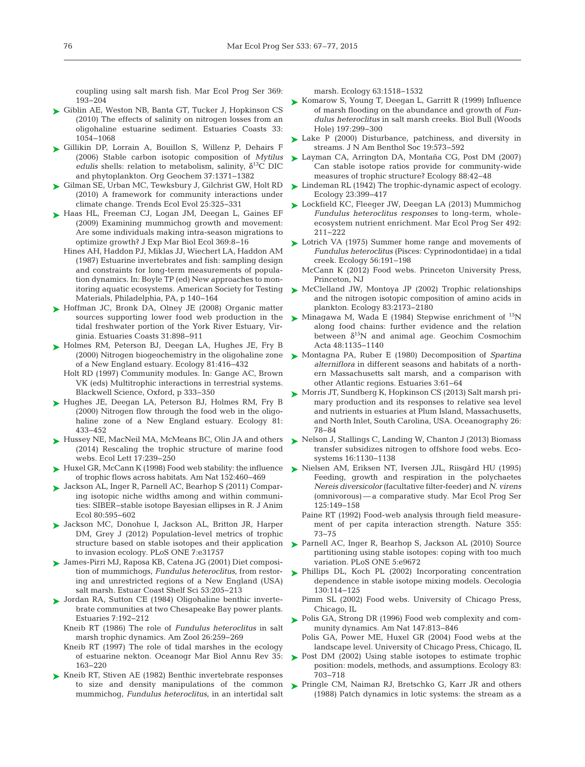coupling using salt marsh fish. Mar Ecol Prog Ser 369: 193–204

Giblin AE, Weston NB, Banta GT, Tucker J, Hopkinson CS (2010) The effects of salinity on nitrogen losses from an oligohaline estuarine sediment. Estuaries Coasts 33: 1054–1068

Gillikin DP, Lorrain A, Bouillon S, Willenz P, Dehairs F (2006) Stable carbon isotopic composition of *Mytilus edulis* shells: relation to metabolism, salinity, $\delta^{13}$C DIC and phytoplankton. Org Geochem 37:1371–1382

Gilman SE, Urban MC, Tewksbury J, Gilchrist GW, Holt RD (2010) A framework for community interactions under climate change. Trends Ecol Evol 25:325–331

Haas HL, Freeman CJ, Logan JM, Deegan L, Gaines EF (2009) Examining mummichog growth and movement: Are some individuals making intra-season migrations to optimize growth? J Exp Mar Biol Ecol 369:8–16

Hines AH, Haddon PJ, Miklas JJ, Wiechert LA, Haddon AM (1987) Estuarine invertebrates and fish: sampling design and constraints for long-term measurements of population dynamics. In: Boyle TP (ed) New approaches to monitoring aquatic ecosystems. American Society for Testing Materials, Philadelphia, PA, p 140–164

Hoffman JC, Bronk DA, Olney JE (2008) Organic matter sources supporting lower food web production in the tidal freshwater portion of the York River Estuary, Virginia. Estuaries Coasts 31:898–911

Holmes RM, Peterson BJ, Deegan LA, Hughes JE, Fry B (2000) Nitrogen biogeochemistry in the oligohaline zone of a New England estuary. Ecology 81:416–432

Holt RD (1997) Community modules. In: Gange AC, Brown VK (eds) Multitrophic interactions in terrestrial systems. Blackwell Science, Oxford, p 333–350

Hughes JE, Deegan LA, Peterson BJ, Holmes RM, Fry B (2000) Nitrogen flow through the food web in the oligohaline zone of a New England estuary. Ecology 81: 433–452

Hussey NE, MacNeil MA, McMeans BC, Olin JA and others (2014) Rescaling the trophic structure of marine food webs. Ecol Lett 17:239–250

Huxel GR, McCann K (1998) Food web stability: the influence of trophic flows across habitats. Am Nat 152:460–469

Jackson AL, Inger R, Parnell AC, Bearhop S (2011) Comparing isotopic niche widths among and within communities: SIBER–stable isotope Bayesian ellipses in R. J Anim Ecol 80:595–602

Jackson MC, Donohue I, Jackson AL, Britton JR, Harper DM, Grey J (2012) Population-level metrics of trophic structure based on stable isotopes and their application to invasion ecology. PLoS ONE 7:e31757

James-Pirri MJ, Raposa KB, Catena JG (2001) Diet composition of mummichogs, *Fundulus heteroclitus*, from restoring and unrestricted regions of a New England (USA) salt marsh. Estuar Coast Shelf Sci 53:205–213

Jordan RA, Sutton CE (1984) Oligohaline benthic invertebrate communities at two Chesapeake Bay power plants. Estuaries 7:192–212

Kneib RT (1986) The role of *Fundulus heteroclitus* in salt marsh trophic dynamics. Am Zool 26:259–269

Kneib RT (1997) The role of tidal marshes in the ecology of estuarine nekton. Oceanogr Mar Biol Annu Rev 35: 163–220

Kneib RT, Stiven AE (1982) Benthic invertebrate responses to size and density manipulations of the common mummichog, *Fundulus heteroclitus*, in an intertidal salt marsh. Ecology 63:1518–1532

Komarow S, Young T, Deegan L, Garritt R (1999) Influence of marsh flooding on the abundance and growth of *Fundulus heteroclitus* in salt marsh creeks. Biol Bull (Woods Hole) 197:299–300

Lake P (2000) Disturbance, patchiness, and diversity in streams. J N Am Benthol Soc 19:573–592

Layman CA, Arrington DA, Montaña CG, Post DM (2007) Can stable isotope ratios provide for community-wide measures of trophic structure? Ecology 88:42–48

Lindeman RL (1942) The trophic-dynamic aspect of ecology. Ecology 23:399–417

Lockfield KC, Fleeger JW, Deegan LA (2013) Mummichog *Fundulus heteroclitus responses* to long-term, whole-ecosystem nutrient enrichment. Mar Ecol Prog Ser 492: 211–222

Lotrich VA (1975) Summer home range and movements of *Fundulus heteroclitus* (Pisces: Cyprinodontidae) in a tidal creek. Ecology 56:191–198

McCann K (2012) Food webs. Princeton University Press, Princeton, NJ

McClelland JW, Montoya JP (2002) Trophic relationships and the nitrogen isotopic composition of amino acids in plankton. Ecology 83:2173–2180

Minagawa M, Wada E (1984) Stepwise enrichment of $^{15}$N along food chains: further evidence and the relation between $\delta^{15}$N and animal age. Geochim Cosmochim Acta 48:1135–1140

Montagna PA, Ruber E (1980) Decomposition of *Spartina alterniflora* in different seasons and habitats of a northern Massachusetts salt marsh, and a comparison with other Atlantic regions. Estuaries 3:61–64

Morris JT, Sundberg K, Hopkinson CS (2013) Salt marsh primary production and its responses to relative sea level and nutrients in estuaries at Plum Island, Massachusetts, and North Inlet, South Carolina, USA. Oceanography 26: 78–84

Nelson J, Stallings C, Landing W, Chanton J (2013) Biomass transfer subsidizes nitrogen to offshore food webs. Ecosystems 16:1130–1138

Nielsen AM, Eriksen NT, Iversen JJL, Riisgård HU (1995) Feeding, growth and respiration in the polychaetes *Nereis diversicolor* (facultative filter-feeder) and *N. virens* (omnivorous) — a comparative study. Mar Ecol Prog Ser 125:149–158

Paine RT (1992) Food-web analysis through field measurement of per capita interaction strength. Nature 355: 73–75

Parnell AC, Inger R, Bearhop S, Jackson AL (2010) Source partitioning using stable isotopes: coping with too much variation. PLoS ONE 5:e9672

Phillips DL, Koch PL (2002) Incorporating concentration dependence in stable isotope mixing models. Oecologia 130:114–125

Pimm SL (2002) Food webs. University of Chicago Press, Chicago, IL

Polis GA, Strong DR (1996) Food web complexity and community dynamics. Am Nat 147:813–846

Polis GA, Power ME, Huxel GR (2004) Food webs at the landscape level. University of Chicago Press, Chicago, IL

Post DM (2002) Using stable isotopes to estimate trophic position: models, methods, and assumptions. Ecology 83: 703–718

Pringle CM, Naiman RJ, Bretschko G, Karr JR and others (1988) Patch dynamics in lotic systems: the stream as a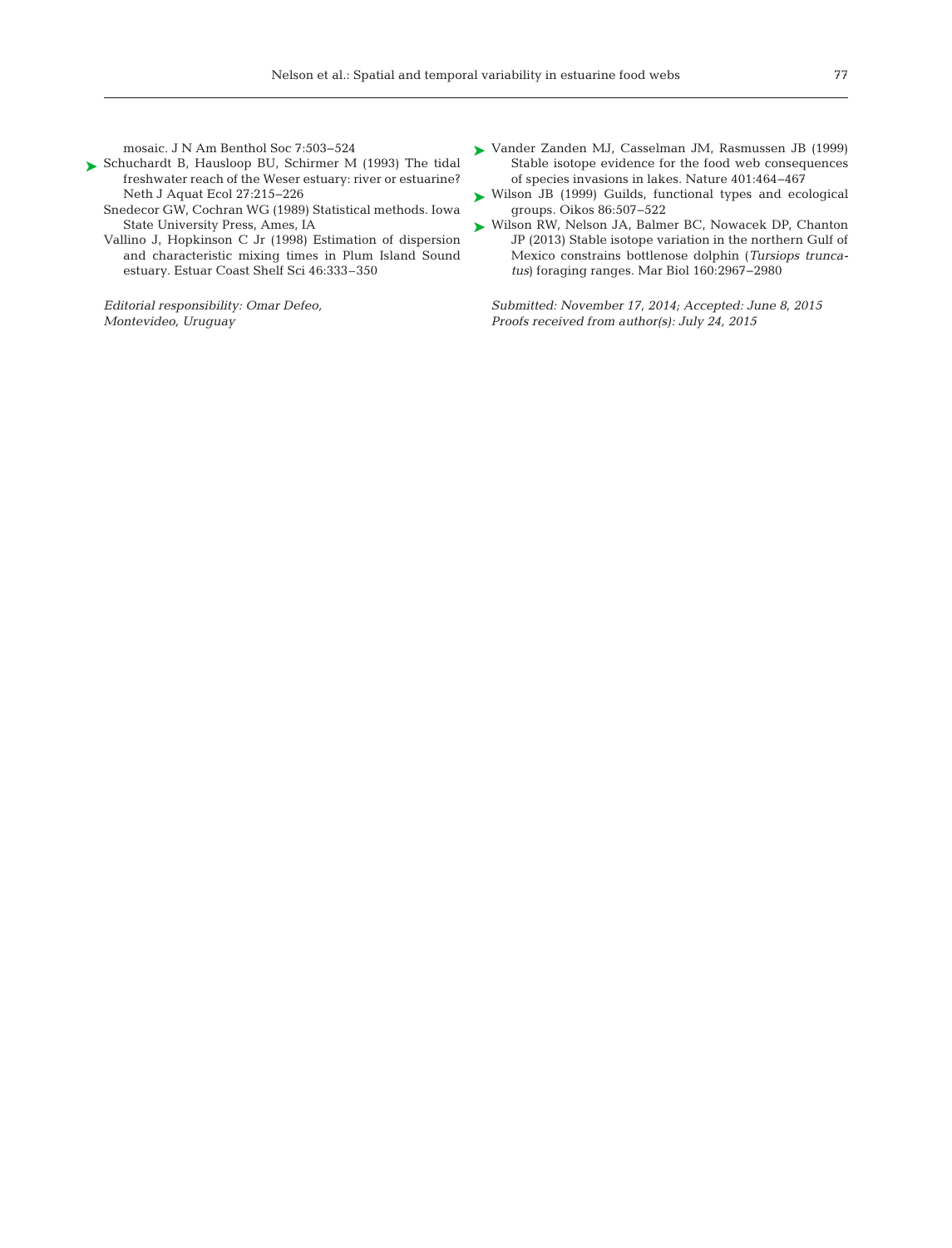mosaic. J N Am Benthol Soc 7:503–524

Schuchardt B, Hausloop BU, Schirmer M (1993) The tidal freshwater reach of the Weser estuary: river or estuarine? Neth J Aquat Ecol 27:215–226

Snedecor GW, Cochran WG (1989) Statistical methods. Iowa State University Press, Ames, IA

Vallino J, Hopkinson C Jr (1998) Estimation of dispersion and characteristic mixing times in Plum Island Sound estuary. Estuar Coast Shelf Sci 46:333–350

Vander Zanden MJ, Casselman JM, Rasmussen JB (1999) Stable isotope evidence for the food web consequences of species invasions in lakes. Nature 401:464–467

Wilson JB (1999) Guilds, functional types and ecological groups. Oikos 86:507–522

Wilson RW, Nelson JA, Balmer BC, Nowacek DP, Chanton JP (2013) Stable isotope variation in the northern Gulf of Mexico constrains bottlenose dolphin (*Tursiops truncatus*) foraging ranges. Mar Biol 160:2967–2980

*Editorial responsibility: Omar Defeo, Montevideo, Uruguay*

*Submitted: November 17, 2014; Accepted: June 8, 2015*
*Proofs received from author(s): July 24, 2015*